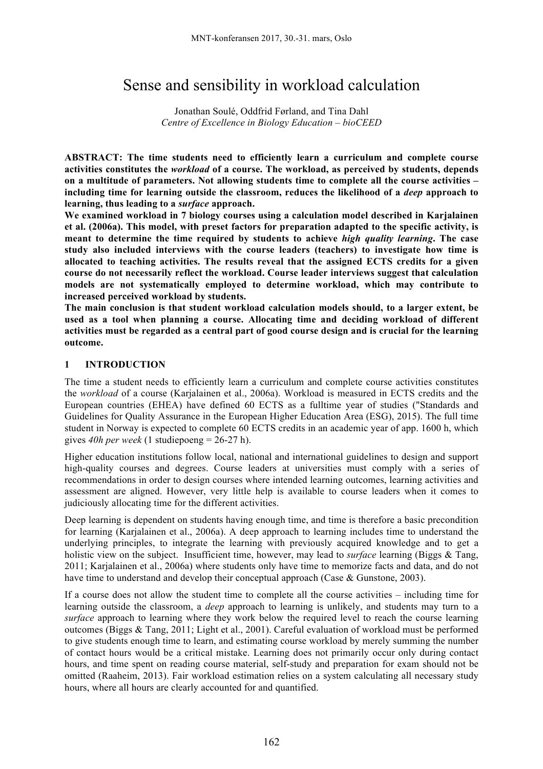# Sense and sensibility in workload calculation

Jonathan Soulé, Oddfrid Førland, and Tina Dahl
*Centre of Excellence in Biology Education – bioCEED*

**ABSTRACT: The time students need to efficiently learn a curriculum and complete course activities constitutes the *workload* of a course. The workload, as perceived by students, depends on a multitude of parameters. Not allowing students time to complete all the course activities – including time for learning outside the classroom, reduces the likelihood of a *deep* approach to learning, thus leading to a *surface* approach.**

**We examined workload in 7 biology courses using a calculation model described in Karjalainen et al. (2006a). This model, with preset factors for preparation adapted to the specific activity, is meant to determine the time required by students to achieve *high quality learning*. The case study also included interviews with the course leaders (teachers) to investigate how time is allocated to teaching activities. The results reveal that the assigned ECTS credits for a given course do not necessarily reflect the workload. Course leader interviews suggest that calculation models are not systematically employed to determine workload, which may contribute to increased perceived workload by students.**

**The main conclusion is that student workload calculation models should, to a larger extent, be used as a tool when planning a course. Allocating time and deciding workload of different activities must be regarded as a central part of good course design and is crucial for the learning outcome.**

## 1 INTRODUCTION

The time a student needs to efficiently learn a curriculum and complete course activities constitutes the *workload* of a course (Karjalainen et al., 2006a). Workload is measured in ECTS credits and the European countries (EHEA) have defined 60 ECTS as a fulltime year of studies ("Standards and Guidelines for Quality Assurance in the European Higher Education Area (ESG), 2015). The full time student in Norway is expected to complete 60 ECTS credits in an academic year of app. 1600 h, which gives *40h per week* (1 studiepoeng = 26-27 h).

Higher education institutions follow local, national and international guidelines to design and support high-quality courses and degrees. Course leaders at universities must comply with a series of recommendations in order to design courses where intended learning outcomes, learning activities and assessment are aligned. However, very little help is available to course leaders when it comes to judiciously allocating time for the different activities.

Deep learning is dependent on students having enough time, and time is therefore a basic precondition for learning (Karjalainen et al., 2006a). A deep approach to learning includes time to understand the underlying principles, to integrate the learning with previously acquired knowledge and to get a holistic view on the subject. Insufficient time, however, may lead to *surface* learning (Biggs & Tang, 2011; Karjalainen et al., 2006a) where students only have time to memorize facts and data, and do not have time to understand and develop their conceptual approach (Case & Gunstone, 2003).

If a course does not allow the student time to complete all the course activities – including time for learning outside the classroom, a *deep* approach to learning is unlikely, and students may turn to a *surface* approach to learning where they work below the required level to reach the course learning outcomes (Biggs & Tang, 2011; Light et al., 2001). Careful evaluation of workload must be performed to give students enough time to learn, and estimating course workload by merely summing the number of contact hours would be a critical mistake. Learning does not primarily occur only during contact hours, and time spent on reading course material, self-study and preparation for exam should not be omitted (Raaheim, 2013). Fair workload estimation relies on a system calculating all necessary study hours, where all hours are clearly accounted for and quantified.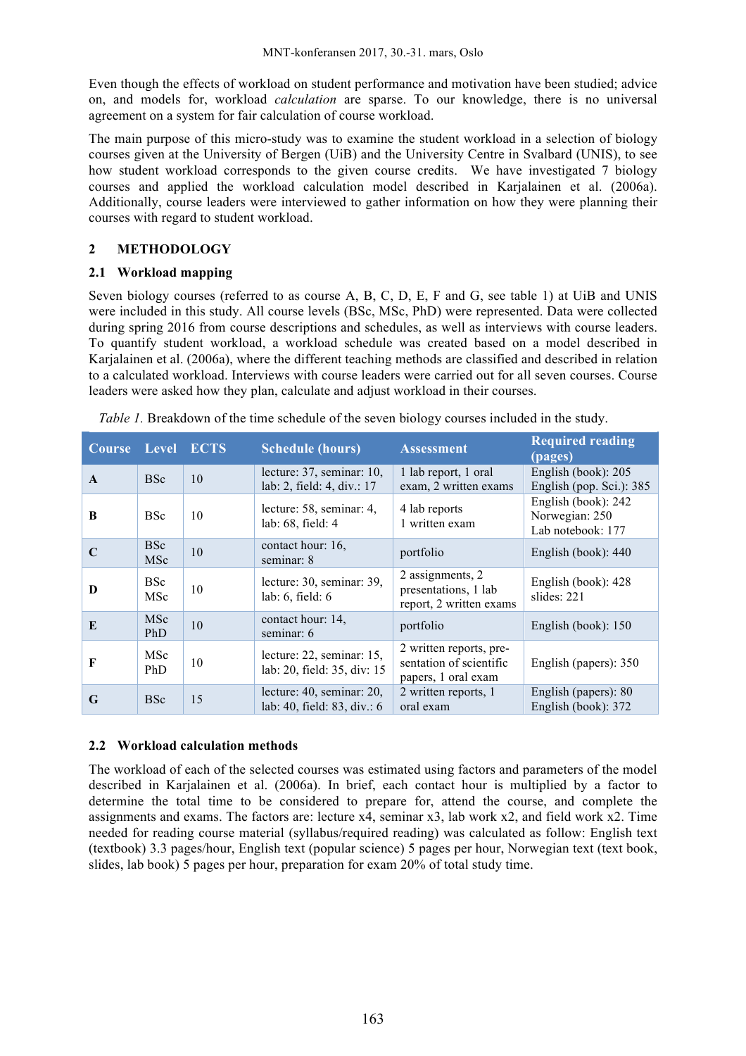Even though the effects of workload on student performance and motivation have been studied; advice on, and models for, workload *calculation* are sparse. To our knowledge, there is no universal agreement on a system for fair calculation of course workload.

The main purpose of this micro-study was to examine the student workload in a selection of biology courses given at the University of Bergen (UiB) and the University Centre in Svalbard (UNIS), to see how student workload corresponds to the given course credits. We have investigated 7 biology courses and applied the workload calculation model described in Karjalainen et al. (2006a). Additionally, course leaders were interviewed to gather information on how they were planning their courses with regard to student workload.

## 2 METHODOLOGY

### 2.1 Workload mapping

Seven biology courses (referred to as course A, B, C, D, E, F and G, see table 1) at UiB and UNIS were included in this study. All course levels (BSc, MSc, PhD) were represented. Data were collected during spring 2016 from course descriptions and schedules, as well as interviews with course leaders. To quantify student workload, a workload schedule was created based on a model described in Karjalainen et al. (2006a), where the different teaching methods are classified and described in relation to a calculated workload. Interviews with course leaders were carried out for all seven courses. Course leaders were asked how they plan, calculate and adjust workload in their courses.

*Table 1.* Breakdown of the time schedule of the seven biology courses included in the study.

| Course | Level | ECTS | Schedule (hours) | Assessment | Required reading (pages) |
|---|---|---|---|---|---|
| **A** | BSc | 10 | lecture: 37, seminar: 10, lab: 2, field: 4, div.: 17 | 1 lab report, 1 oral exam, 2 written exams | English (book): 205<br>English (pop. Sci.): 385 |
| **B** | BSc | 10 | lecture: 58, seminar: 4, lab: 68, field: 4 | 4 lab reports<br>1 written exam | English (book): 242<br>Norwegian: 250<br>Lab notebook: 177 |
| **C** | BSc<br>MSc | 10 | contact hour: 16, seminar: 8 | portfolio | English (book): 440 |
| **D** | BSc<br>MSc | 10 | lecture: 30, seminar: 39, lab: 6, field: 6 | 2 assignments, 2 presentations, 1 lab report, 2 written exams | English (book): 428<br>slides: 221 |
| **E** | MSc<br>PhD | 10 | contact hour: 14, seminar: 6 | portfolio | English (book): 150 |
| **F** | MSc<br>PhD | 10 | lecture: 22, seminar: 15, lab: 20, field: 35, div: 15 | 2 written reports, presentation of scientific papers, 1 oral exam | English (papers): 350 |
| **G** | BSc | 15 | lecture: 40, seminar: 20, lab: 40, field: 83, div.: 6 | 2 written reports, 1 oral exam | English (papers): 80<br>English (book): 372 |

### 2.2 Workload calculation methods

The workload of each of the selected courses was estimated using factors and parameters of the model described in Karjalainen et al. (2006a). In brief, each contact hour is multiplied by a factor to determine the total time to be considered to prepare for, attend the course, and complete the assignments and exams. The factors are: lecture x4, seminar x3, lab work x2, and field work x2. Time needed for reading course material (syllabus/required reading) was calculated as follow: English text (textbook) 3.3 pages/hour, English text (popular science) 5 pages per hour, Norwegian text (text book, slides, lab book) 5 pages per hour, preparation for exam 20% of total study time.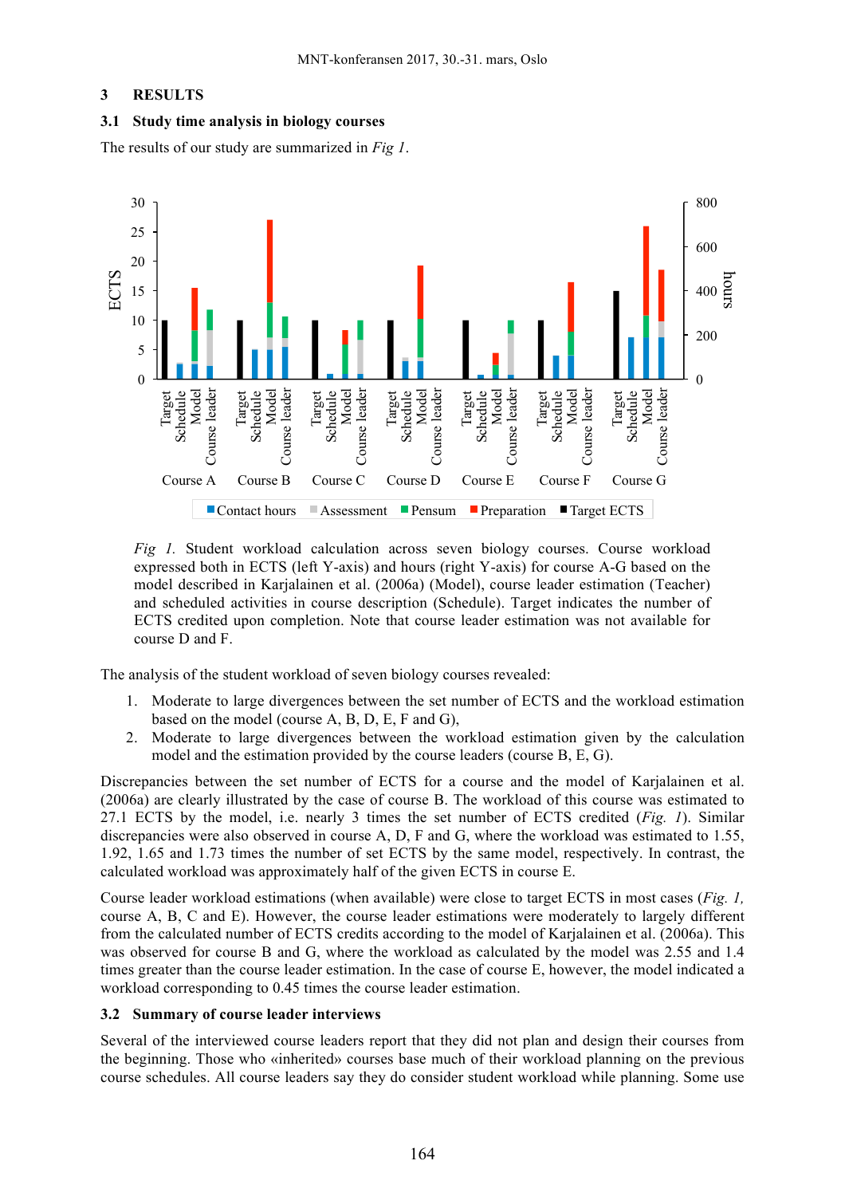## 3 RESULTS

### 3.1 Study time analysis in biology courses

The results of our study are summarized in *Fig 1*.

*Fig 1.* Student workload calculation across seven biology courses. Course workload expressed both in ECTS (left Y-axis) and hours (right Y-axis) for course A-G based on the model described in Karjalainen et al. (2006a) (Model), course leader estimation (Teacher) and scheduled activities in course description (Schedule). Target indicates the number of ECTS credited upon completion. Note that course leader estimation was not available for course D and F.

The analysis of the student workload of seven biology courses revealed:

1. Moderate to large divergences between the set number of ECTS and the workload estimation based on the model (course A, B, D, E, F and G),
2. Moderate to large divergences between the workload estimation given by the calculation model and the estimation provided by the course leaders (course B, E, G).

Discrepancies between the set number of ECTS for a course and the model of Karjalainen et al. (2006a) are clearly illustrated by the case of course B. The workload of this course was estimated to 27.1 ECTS by the model, i.e. nearly 3 times the set number of ECTS credited (*Fig. 1*). Similar discrepancies were also observed in course A, D, F and G, where the workload was estimated to 1.55, 1.92, 1.65 and 1.73 times the number of set ECTS by the same model, respectively. In contrast, the calculated workload was approximately half of the given ECTS in course E.

Course leader workload estimations (when available) were close to target ECTS in most cases (*Fig. 1,* course A, B, C and E). However, the course leader estimations were moderately to largely different from the calculated number of ECTS credits according to the model of Karjalainen et al. (2006a). This was observed for course B and G, where the workload as calculated by the model was 2.55 and 1.4 times greater than the course leader estimation. In the case of course E, however, the model indicated a workload corresponding to 0.45 times the course leader estimation.

### 3.2 Summary of course leader interviews

Several of the interviewed course leaders report that they did not plan and design their courses from the beginning. Those who «inherited» courses base much of their workload planning on the previous course schedules. All course leaders say they do consider student workload while planning. Some use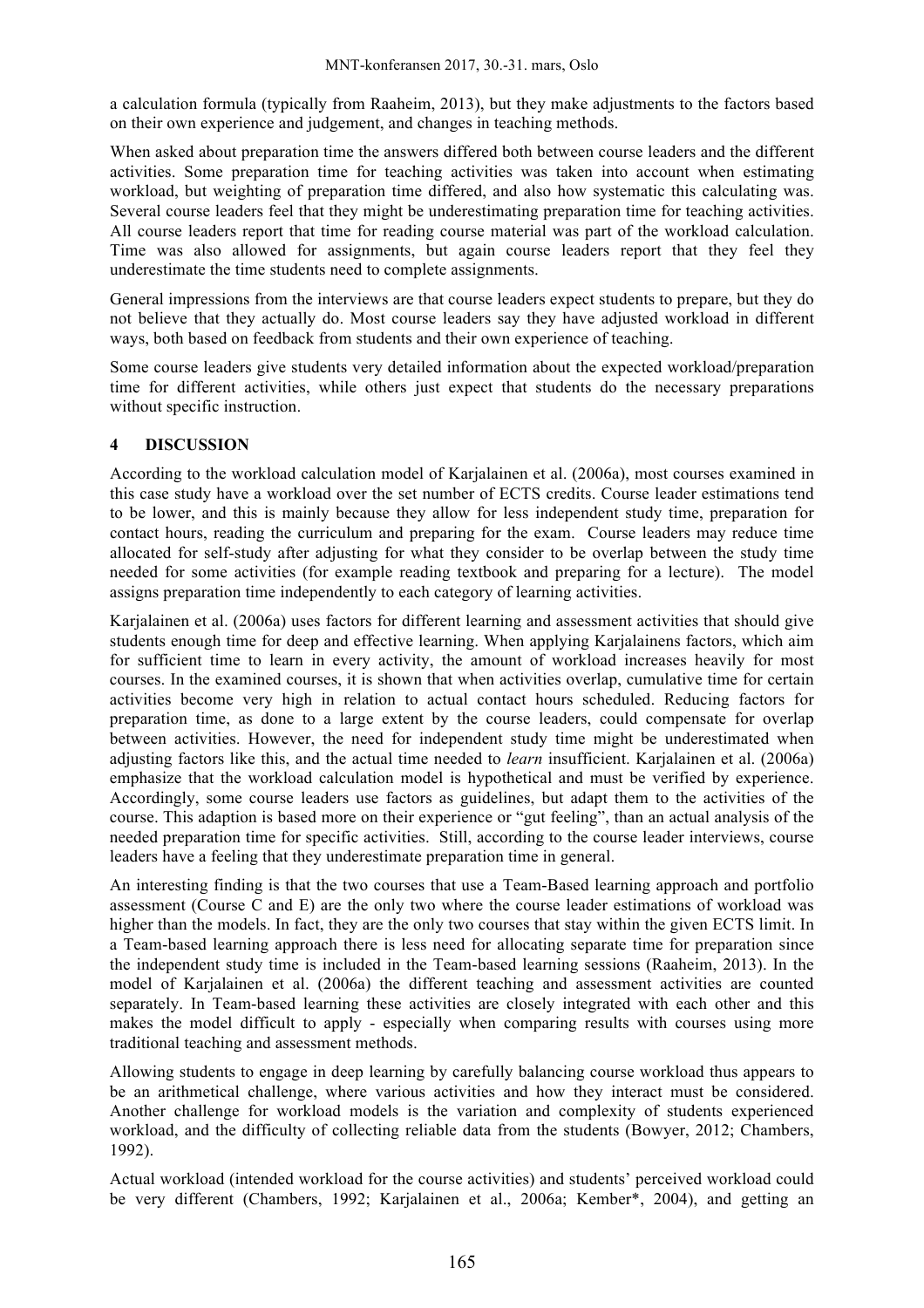a calculation formula (typically from Raaheim, 2013), but they make adjustments to the factors based on their own experience and judgement, and changes in teaching methods.

When asked about preparation time the answers differed both between course leaders and the different activities. Some preparation time for teaching activities was taken into account when estimating workload, but weighting of preparation time differed, and also how systematic this calculating was. Several course leaders feel that they might be underestimating preparation time for teaching activities. All course leaders report that time for reading course material was part of the workload calculation. Time was also allowed for assignments, but again course leaders report that they feel they underestimate the time students need to complete assignments.

General impressions from the interviews are that course leaders expect students to prepare, but they do not believe that they actually do. Most course leaders say they have adjusted workload in different ways, both based on feedback from students and their own experience of teaching.

Some course leaders give students very detailed information about the expected workload/preparation time for different activities, while others just expect that students do the necessary preparations without specific instruction.

## 4 DISCUSSION

According to the workload calculation model of Karjalainen et al. (2006a), most courses examined in this case study have a workload over the set number of ECTS credits. Course leader estimations tend to be lower, and this is mainly because they allow for less independent study time, preparation for contact hours, reading the curriculum and preparing for the exam. Course leaders may reduce time allocated for self-study after adjusting for what they consider to be overlap between the study time needed for some activities (for example reading textbook and preparing for a lecture). The model assigns preparation time independently to each category of learning activities.

Karjalainen et al. (2006a) uses factors for different learning and assessment activities that should give students enough time for deep and effective learning. When applying Karjalainens factors, which aim for sufficient time to learn in every activity, the amount of workload increases heavily for most courses. In the examined courses, it is shown that when activities overlap, cumulative time for certain activities become very high in relation to actual contact hours scheduled. Reducing factors for preparation time, as done to a large extent by the course leaders, could compensate for overlap between activities. However, the need for independent study time might be underestimated when adjusting factors like this, and the actual time needed to *learn* insufficient. Karjalainen et al. (2006a) emphasize that the workload calculation model is hypothetical and must be verified by experience. Accordingly, some course leaders use factors as guidelines, but adapt them to the activities of the course. This adaption is based more on their experience or "gut feeling", than an actual analysis of the needed preparation time for specific activities. Still, according to the course leader interviews, course leaders have a feeling that they underestimate preparation time in general.

An interesting finding is that the two courses that use a Team-Based learning approach and portfolio assessment (Course C and E) are the only two where the course leader estimations of workload was higher than the models. In fact, they are the only two courses that stay within the given ECTS limit. In a Team-based learning approach there is less need for allocating separate time for preparation since the independent study time is included in the Team-based learning sessions (Raaheim, 2013). In the model of Karjalainen et al. (2006a) the different teaching and assessment activities are counted separately. In Team-based learning these activities are closely integrated with each other and this makes the model difficult to apply - especially when comparing results with courses using more traditional teaching and assessment methods.

Allowing students to engage in deep learning by carefully balancing course workload thus appears to be an arithmetical challenge, where various activities and how they interact must be considered. Another challenge for workload models is the variation and complexity of students experienced workload, and the difficulty of collecting reliable data from the students (Bowyer, 2012; Chambers, 1992).

Actual workload (intended workload for the course activities) and students' perceived workload could be very different (Chambers, 1992; Karjalainen et al., 2006a; Kember*, 2004), and getting an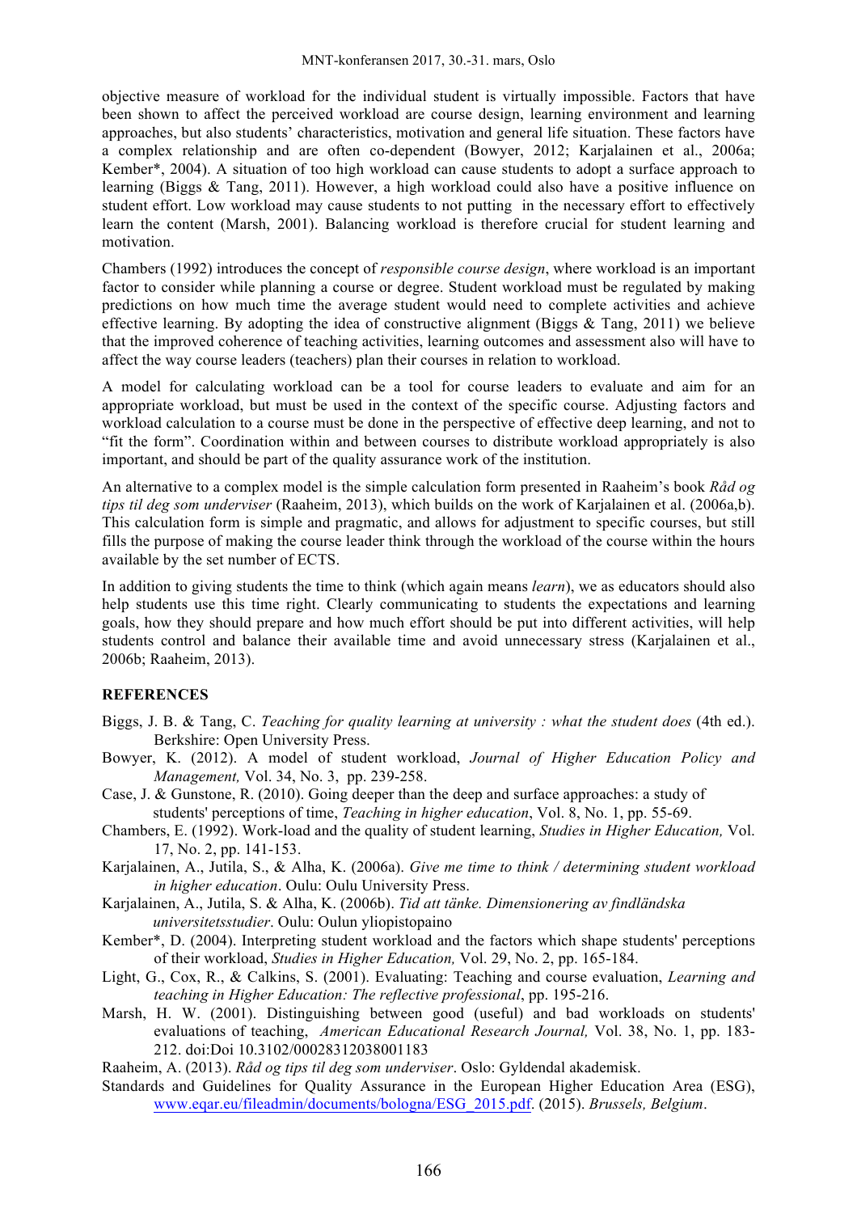objective measure of workload for the individual student is virtually impossible. Factors that have been shown to affect the perceived workload are course design, learning environment and learning approaches, but also students' characteristics, motivation and general life situation. These factors have a complex relationship and are often co-dependent (Bowyer, 2012; Karjalainen et al., 2006a; Kember*, 2004). A situation of too high workload can cause students to adopt a surface approach to learning (Biggs & Tang, 2011). However, a high workload could also have a positive influence on student effort. Low workload may cause students to not putting  in the necessary effort to effectively learn the content (Marsh, 2001). Balancing workload is therefore crucial for student learning and motivation.

Chambers (1992) introduces the concept of *responsible course design*, where workload is an important factor to consider while planning a course or degree. Student workload must be regulated by making predictions on how much time the average student would need to complete activities and achieve effective learning. By adopting the idea of constructive alignment (Biggs & Tang, 2011) we believe that the improved coherence of teaching activities, learning outcomes and assessment also will have to affect the way course leaders (teachers) plan their courses in relation to workload.

A model for calculating workload can be a tool for course leaders to evaluate and aim for an appropriate workload, but must be used in the context of the specific course. Adjusting factors and workload calculation to a course must be done in the perspective of effective deep learning, and not to "fit the form". Coordination within and between courses to distribute workload appropriately is also important, and should be part of the quality assurance work of the institution.

An alternative to a complex model is the simple calculation form presented in Raaheim's book *Råd og tips til deg som underviser* (Raaheim, 2013), which builds on the work of Karjalainen et al. (2006a,b). This calculation form is simple and pragmatic, and allows for adjustment to specific courses, but still fills the purpose of making the course leader think through the workload of the course within the hours available by the set number of ECTS.

In addition to giving students the time to think (which again means *learn*), we as educators should also help students use this time right. Clearly communicating to students the expectations and learning goals, how they should prepare and how much effort should be put into different activities, will help students control and balance their available time and avoid unnecessary stress (Karjalainen et al., 2006b; Raaheim, 2013).

## REFERENCES

Biggs, J. B. & Tang, C. *Teaching for quality learning at university : what the student does* (4th ed.). Berkshire: Open University Press.

Bowyer, K. (2012). A model of student workload, *Journal of Higher Education Policy and Management,* Vol. 34, No. 3, pp. 239-258.

Case, J. & Gunstone, R. (2010). Going deeper than the deep and surface approaches: a study of students' perceptions of time, *Teaching in higher education*, Vol. 8, No. 1, pp. 55-69.

Chambers, E. (1992). Work-load and the quality of student learning, *Studies in Higher Education,* Vol. 17, No. 2, pp. 141-153.

Karjalainen, A., Jutila, S., & Alha, K. (2006a). *Give me time to think / determining student workload in higher education*. Oulu: Oulu University Press.

Karjalainen, A., Jutila, S. & Alha, K. (2006b). *Tid att tänke. Dimensionering av findländska universitetsstudier*. Oulu: Oulun yliopistopaino

Kember*, D. (2004). Interpreting student workload and the factors which shape students' perceptions of their workload, *Studies in Higher Education,* Vol. 29, No. 2, pp. 165-184.

Light, G., Cox, R., & Calkins, S. (2001). Evaluating: Teaching and course evaluation, *Learning and teaching in Higher Education: The reflective professional*, pp. 195-216.

Marsh, H. W. (2001). Distinguishing between good (useful) and bad workloads on students' evaluations of teaching, *American Educational Research Journal,* Vol. 38, No. 1, pp. 183-212. doi:Doi 10.3102/00028312038001183

Raaheim, A. (2013). *Råd og tips til deg som underviser*. Oslo: Gyldendal akademisk.

Standards and Guidelines for Quality Assurance in the European Higher Education Area (ESG), www.eqar.eu/fileadmin/documents/bologna/ESG_2015.pdf. (2015). *Brussels, Belgium*.